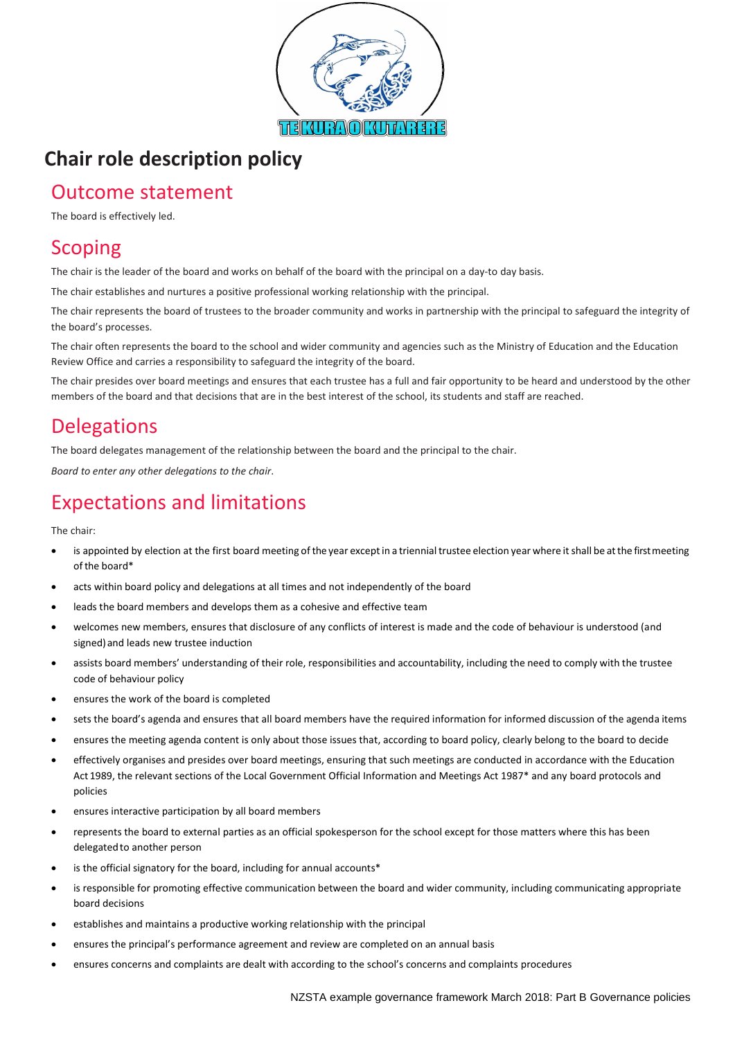# Chair role description policy

## Outcome statement

The board is effectively led.

## Scoping

The chair is the leader of the board and works on behalf of the board with the principal on a day-to day basis.

The chair establishes and nurtures a positive professional working relationship with the principal.

The chair represents the board of trustees to the broader community and works in partnership with the principal to safeguard the integrity of the board's processes.

The chair often represents the board to the school and wider community and agencies such as the Ministry of Education and the Education Review Office and carries a responsibility to safeguard the integrity of the board.

The chair presides over board meetings and ensures that each trustee has a full and fair opportunity to be heard and understood by the other members of the board and that decisions that are in the best interest of the school, its students and staff are reached.

## Delegations

The board delegates management of the relationship between the board and the principal to the chair.

*Board to enter any other delegations to the chair.*

## Expectations and limitations

The chair:

- is appointed by election at the first board meeting of the year except in a triennial trustee election year where it shall be at the first meeting of the board*
- acts within board policy and delegations at all times and not independently of the board
- leads the board members and develops them as a cohesive and effective team
- welcomes new members, ensures that disclosure of any conflicts of interest is made and the code of behaviour is understood (and signed) and leads new trustee induction
- assists board members' understanding of their role, responsibilities and accountability, including the need to comply with the trustee code of behaviour policy
- ensures the work of the board is completed
- sets the board's agenda and ensures that all board members have the required information for informed discussion of the agenda items
- ensures the meeting agenda content is only about those issues that, according to board policy, clearly belong to the board to decide
- effectively organises and presides over board meetings, ensuring that such meetings are conducted in accordance with the Education Act 1989, the relevant sections of the Local Government Official Information and Meetings Act 1987* and any board protocols and policies
- ensures interactive participation by all board members
- represents the board to external parties as an official spokesperson for the school except for those matters where this has been delegated to another person
- is the official signatory for the board, including for annual accounts*
- is responsible for promoting effective communication between the board and wider community, including communicating appropriate board decisions
- establishes and maintains a productive working relationship with the principal
- ensures the principal's performance agreement and review are completed on an annual basis
- ensures concerns and complaints are dealt with according to the school's concerns and complaints procedures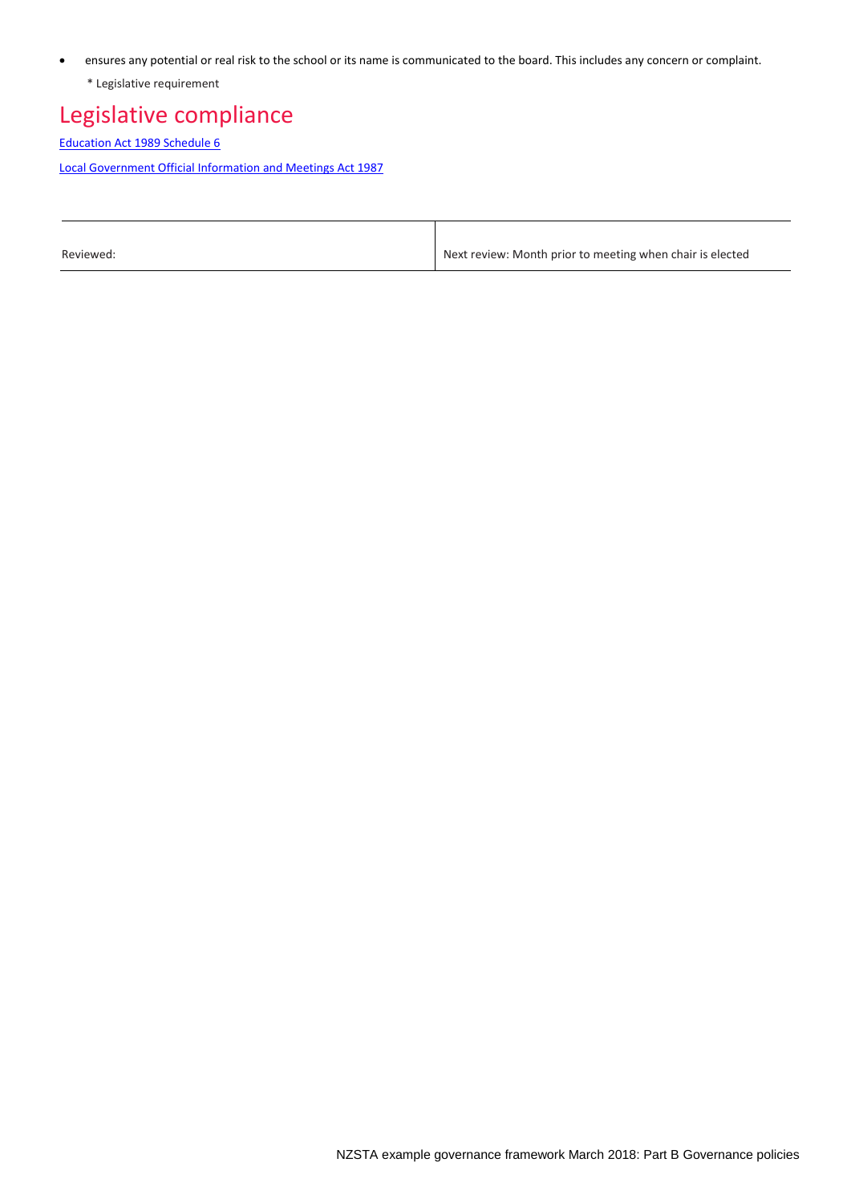- ensures any potential or real risk to the school or its name is communicated to the board. This includes any concern or complaint.

  * Legislative requirement

## Legislative compliance

[Education Act 1989 Schedule 6]

[Local Government Official Information and Meetings Act 1987]

| | |
|---|---|
| Reviewed: | Next review: Month prior to meeting when chair is elected |